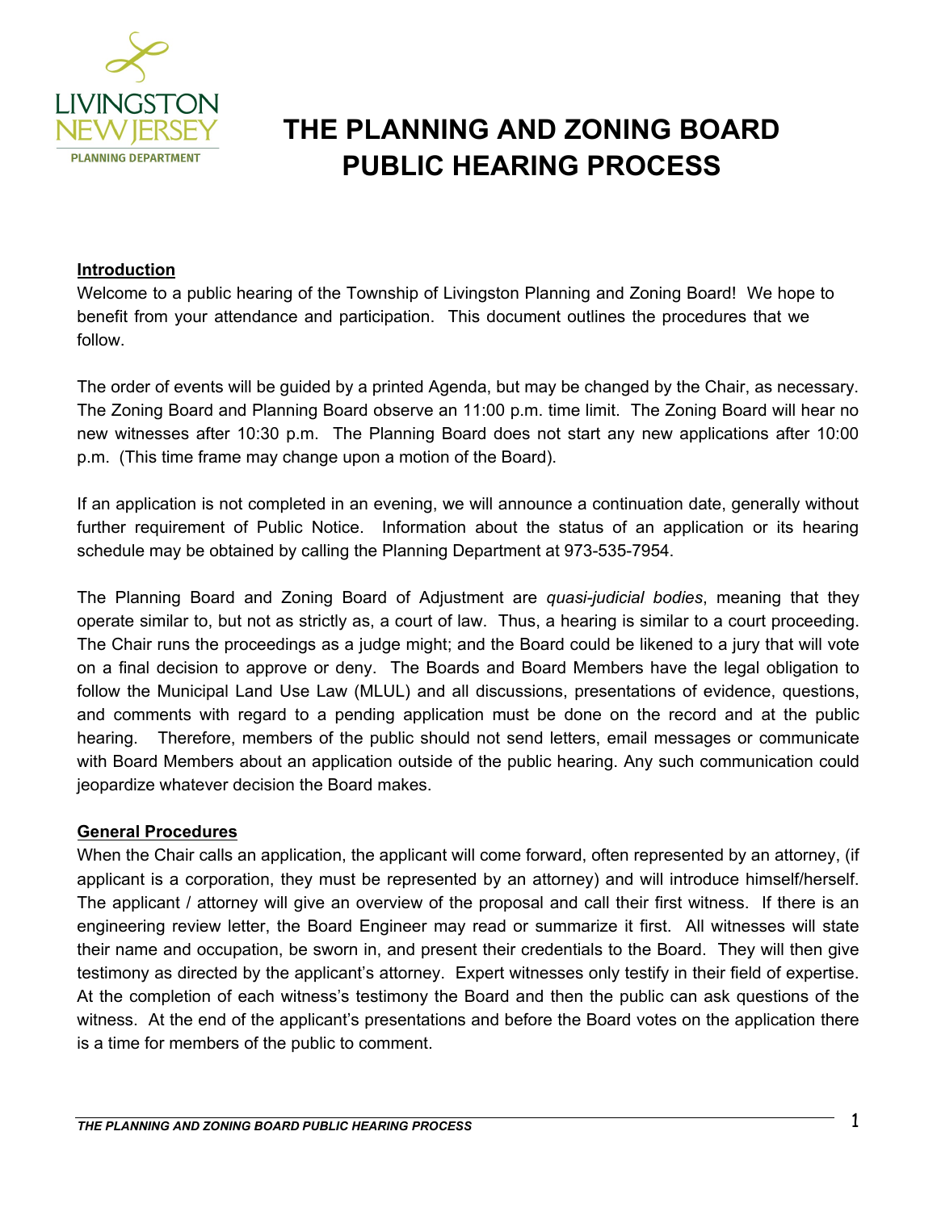LIVINGSTON
NEW JERSEY
PLANNING DEPARTMENT

# THE PLANNING AND ZONING BOARD PUBLIC HEARING PROCESS

## Introduction

Welcome to a public hearing of the Township of Livingston Planning and Zoning Board! We hope to benefit from your attendance and participation. This document outlines the procedures that we follow.

The order of events will be guided by a printed Agenda, but may be changed by the Chair, as necessary. The Zoning Board and Planning Board observe an 11:00 p.m. time limit. The Zoning Board will hear no new witnesses after 10:30 p.m. The Planning Board does not start any new applications after 10:00 p.m. (This time frame may change upon a motion of the Board).

If an application is not completed in an evening, we will announce a continuation date, generally without further requirement of Public Notice. Information about the status of an application or its hearing schedule may be obtained by calling the Planning Department at 973-535-7954.

The Planning Board and Zoning Board of Adjustment are *quasi-judicial bodies*, meaning that they operate similar to, but not as strictly as, a court of law. Thus, a hearing is similar to a court proceeding. The Chair runs the proceedings as a judge might; and the Board could be likened to a jury that will vote on a final decision to approve or deny. The Boards and Board Members have the legal obligation to follow the Municipal Land Use Law (MLUL) and all discussions, presentations of evidence, questions, and comments with regard to a pending application must be done on the record and at the public hearing. Therefore, members of the public should not send letters, email messages or communicate with Board Members about an application outside of the public hearing. Any such communication could jeopardize whatever decision the Board makes.

## General Procedures

When the Chair calls an application, the applicant will come forward, often represented by an attorney, (if applicant is a corporation, they must be represented by an attorney) and will introduce himself/herself. The applicant / attorney will give an overview of the proposal and call their first witness. If there is an engineering review letter, the Board Engineer may read or summarize it first. All witnesses will state their name and occupation, be sworn in, and present their credentials to the Board. They will then give testimony as directed by the applicant's attorney. Expert witnesses only testify in their field of expertise. At the completion of each witness's testimony the Board and then the public can ask questions of the witness. At the end of the applicant's presentations and before the Board votes on the application there is a time for members of the public to comment.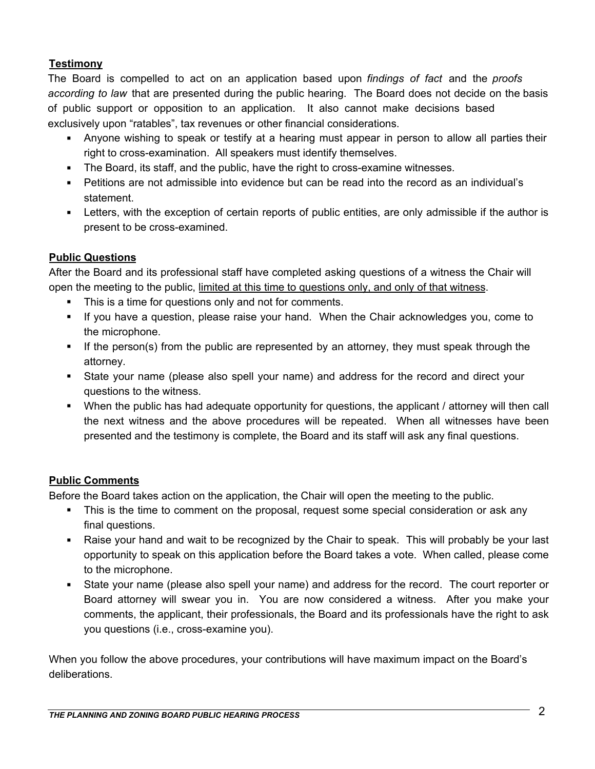**Testimony**

The Board is compelled to act on an application based upon *findings of fact* and the *proofs according to law* that are presented during the public hearing. The Board does not decide on the basis of public support or opposition to an application. It also cannot make decisions based exclusively upon "ratables", tax revenues or other financial considerations.

- Anyone wishing to speak or testify at a hearing must appear in person to allow all parties their right to cross-examination. All speakers must identify themselves.
- The Board, its staff, and the public, have the right to cross-examine witnesses.
- Petitions are not admissible into evidence but can be read into the record as an individual's statement.
- Letters, with the exception of certain reports of public entities, are only admissible if the author is present to be cross-examined.

**Public Questions**

After the Board and its professional staff have completed asking questions of a witness the Chair will open the meeting to the public, <u>limited at this time to questions only, and only of that witness</u>.

- This is a time for questions only and not for comments.
- If you have a question, please raise your hand. When the Chair acknowledges you, come to the microphone.
- If the person(s) from the public are represented by an attorney, they must speak through the attorney.
- State your name (please also spell your name) and address for the record and direct your questions to the witness.
- When the public has had adequate opportunity for questions, the applicant / attorney will then call the next witness and the above procedures will be repeated. When all witnesses have been presented and the testimony is complete, the Board and its staff will ask any final questions.

**Public Comments**

Before the Board takes action on the application, the Chair will open the meeting to the public.

- This is the time to comment on the proposal, request some special consideration or ask any final questions.
- Raise your hand and wait to be recognized by the Chair to speak. This will probably be your last opportunity to speak on this application before the Board takes a vote. When called, please come to the microphone.
- State your name (please also spell your name) and address for the record. The court reporter or Board attorney will swear you in. You are now considered a witness. After you make your comments, the applicant, their professionals, the Board and its professionals have the right to ask you questions (i.e., cross-examine you).

When you follow the above procedures, your contributions will have maximum impact on the Board's deliberations.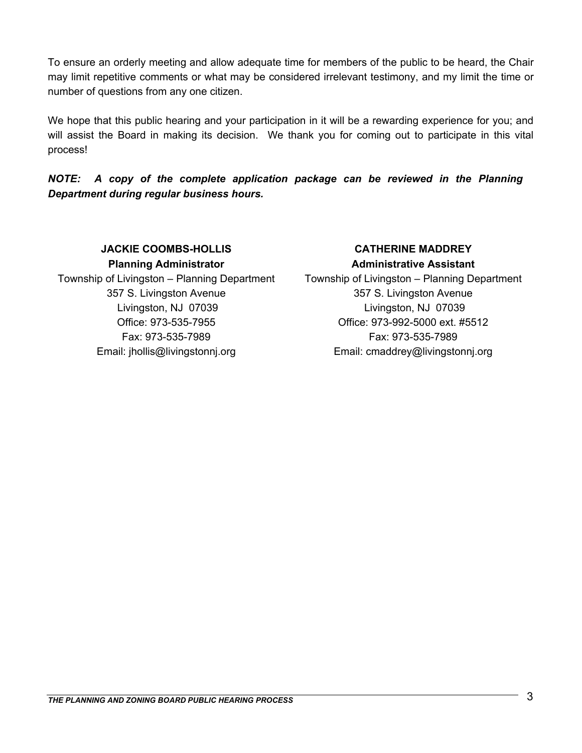To ensure an orderly meeting and allow adequate time for members of the public to be heard, the Chair may limit repetitive comments or what may be considered irrelevant testimony, and my limit the time or number of questions from any one citizen.

We hope that this public hearing and your participation in it will be a rewarding experience for you; and will assist the Board in making its decision. We thank you for coming out to participate in this vital process!

***NOTE: A copy of the complete application package can be reviewed in the Planning Department during regular business hours.***

**JACKIE COOMBS-HOLLIS**
**Planning Administrator**
Township of Livingston – Planning Department
357 S. Livingston Avenue
Livingston, NJ 07039
Office: 973-535-7955
Fax: 973-535-7989
Email: jhollis@livingstonnj.org

**CATHERINE MADDREY**
**Administrative Assistant**
Township of Livingston – Planning Department
357 S. Livingston Avenue
Livingston, NJ 07039
Office: 973-992-5000 ext. #5512
Fax: 973-535-7989
Email: cmaddrey@livingstonnj.org